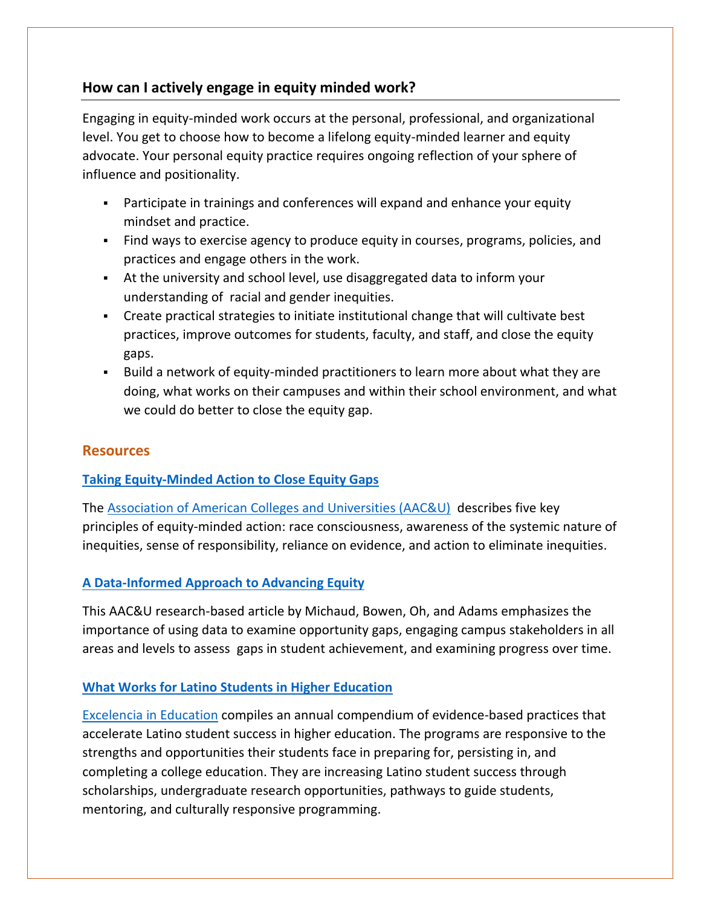## How can I actively engage in equity minded work?

Engaging in equity-minded work occurs at the personal, professional, and organizational level. You get to choose how to become a lifelong equity-minded learner and equity advocate. Your personal equity practice requires ongoing reflection of your sphere of influence and positionality.

- Participate in trainings and conferences will expand and enhance your equity mindset and practice.
- Find ways to exercise agency to produce equity in courses, programs, policies, and practices and engage others in the work.
- At the university and school level, use disaggregated data to inform your understanding of racial and gender inequities.
- Create practical strategies to initiate institutional change that will cultivate best practices, improve outcomes for students, faculty, and staff, and close the equity gaps.
- Build a network of equity-minded practitioners to learn more about what they are doing, what works on their campuses and within their school environment, and what we could do better to close the equity gap.

### Resources

**Taking Equity-Minded Action to Close Equity Gaps**

The Association of American Colleges and Universities (AAC&U) describes five key principles of equity-minded action: race consciousness, awareness of the systemic nature of inequities, sense of responsibility, reliance on evidence, and action to eliminate inequities.

**A Data-Informed Approach to Advancing Equity**

This AAC&U research-based article by Michaud, Bowen, Oh, and Adams emphasizes the importance of using data to examine opportunity gaps, engaging campus stakeholders in all areas and levels to assess gaps in student achievement, and examining progress over time.

**What Works for Latino Students in Higher Education**

Excelencia in Education compiles an annual compendium of evidence-based practices that accelerate Latino student success in higher education. The programs are responsive to the strengths and opportunities their students face in preparing for, persisting in, and completing a college education. They are increasing Latino student success through scholarships, undergraduate research opportunities, pathways to guide students, mentoring, and culturally responsive programming.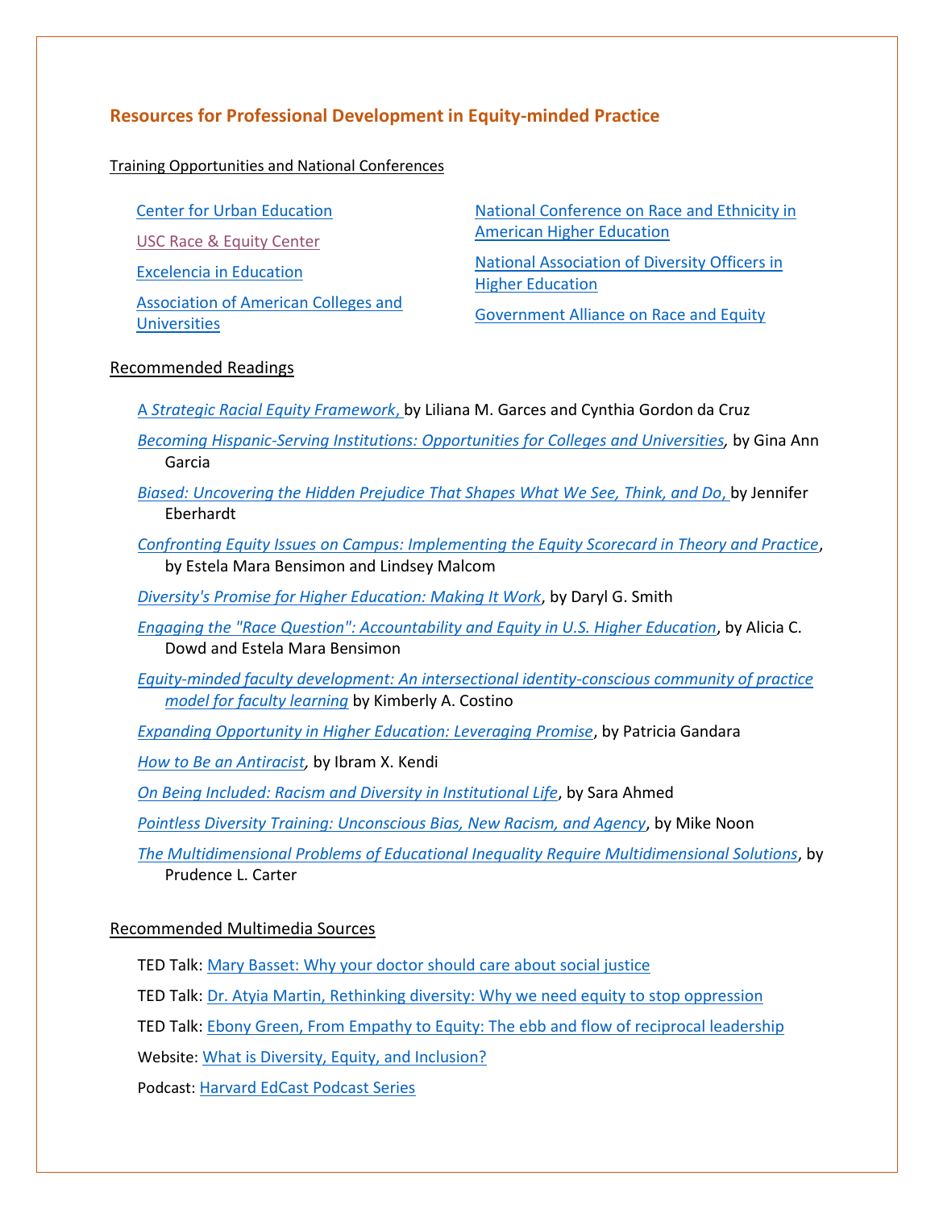## Resources for Professional Development in Equity-minded Practice

Training Opportunities and National Conferences

- Center for Urban Education
- USC Race & Equity Center
- Excelencia in Education
- Association of American Colleges and Universities
- National Conference on Race and Ethnicity in American Higher Education
- National Association of Diversity Officers in Higher Education
- Government Alliance on Race and Equity

Recommended Readings

- *A Strategic Racial Equity Framework,* by Liliana M. Garces and Cynthia Gordon da Cruz
- *Becoming Hispanic-Serving Institutions: Opportunities for Colleges and Universities*, by Gina Ann Garcia
- *Biased: Uncovering the Hidden Prejudice That Shapes What We See, Think, and Do,* by Jennifer Eberhardt
- *Confronting Equity Issues on Campus: Implementing the Equity Scorecard in Theory and Practice*, by Estela Mara Bensimon and Lindsey Malcom
- *Diversity's Promise for Higher Education: Making It Work*, by Daryl G. Smith
- *Engaging the "Race Question": Accountability and Equity in U.S. Higher Education*, by Alicia C. Dowd and Estela Mara Bensimon
- *Equity-minded faculty development: An intersectional identity-conscious community of practice model for faculty learning* by Kimberly A. Costino
- *Expanding Opportunity in Higher Education: Leveraging Promise*, by Patricia Gandara
- *How to Be an Antiracist*, by Ibram X. Kendi
- *On Being Included: Racism and Diversity in Institutional Life*, by Sara Ahmed
- *Pointless Diversity Training: Unconscious Bias, New Racism, and Agency*, by Mike Noon
- *The Multidimensional Problems of Educational Inequality Require Multidimensional Solutions*, by Prudence L. Carter

Recommended Multimedia Sources

- TED Talk: Mary Basset: Why your doctor should care about social justice
- TED Talk: Dr. Atyia Martin, Rethinking diversity: Why we need equity to stop oppression
- TED Talk: Ebony Green, From Empathy to Equity: The ebb and flow of reciprocal leadership
- Website: What is Diversity, Equity, and Inclusion?
- Podcast: Harvard EdCast Podcast Series